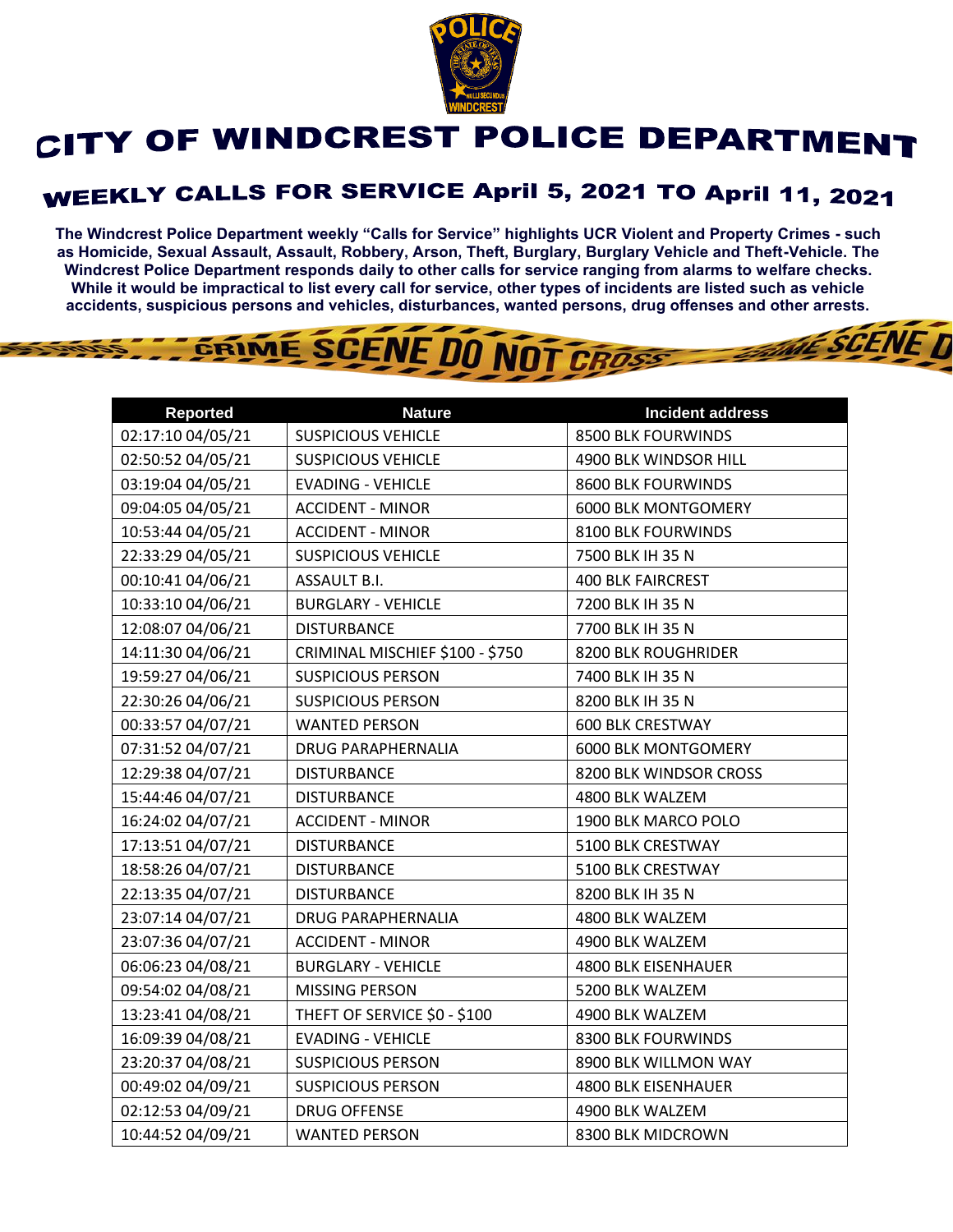# CITY OF WINDCREST POLICE DEPARTMENT

## WEEKLY CALLS FOR SERVICE April 5, 2021 TO April 11, 2021

**The Windcrest Police Department weekly "Calls for Service" highlights UCR Violent and Property Crimes - such as Homicide, Sexual Assault, Assault, Robbery, Arson, Theft, Burglary, Burglary Vehicle and Theft-Vehicle. The Windcrest Police Department responds daily to other calls for service ranging from alarms to welfare checks. While it would be impractical to list every call for service, other types of incidents are listed such as vehicle accidents, suspicious persons and vehicles, disturbances, wanted persons, drug offenses and other arrests.**

| Reported | Nature | Incident address |
|---|---|---|
| 02:17:10 04/05/21 | SUSPICIOUS VEHICLE | 8500 BLK FOURWINDS |
| 02:50:52 04/05/21 | SUSPICIOUS VEHICLE | 4900 BLK WINDSOR HILL |
| 03:19:04 04/05/21 | EVADING - VEHICLE | 8600 BLK FOURWINDS |
| 09:04:05 04/05/21 | ACCIDENT - MINOR | 6000 BLK MONTGOMERY |
| 10:53:44 04/05/21 | ACCIDENT - MINOR | 8100 BLK FOURWINDS |
| 22:33:29 04/05/21 | SUSPICIOUS VEHICLE | 7500 BLK IH 35 N |
| 00:10:41 04/06/21 | ASSAULT B.I. | 400 BLK FAIRCREST |
| 10:33:10 04/06/21 | BURGLARY - VEHICLE | 7200 BLK IH 35 N |
| 12:08:07 04/06/21 | DISTURBANCE | 7700 BLK IH 35 N |
| 14:11:30 04/06/21 | CRIMINAL MISCHIEF $100 - $750 | 8200 BLK ROUGHRIDER |
| 19:59:27 04/06/21 | SUSPICIOUS PERSON | 7400 BLK IH 35 N |
| 22:30:26 04/06/21 | SUSPICIOUS PERSON | 8200 BLK IH 35 N |
| 00:33:57 04/07/21 | WANTED PERSON | 600 BLK CRESTWAY |
| 07:31:52 04/07/21 | DRUG PARAPHERNALIA | 6000 BLK MONTGOMERY |
| 12:29:38 04/07/21 | DISTURBANCE | 8200 BLK WINDSOR CROSS |
| 15:44:46 04/07/21 | DISTURBANCE | 4800 BLK WALZEM |
| 16:24:02 04/07/21 | ACCIDENT - MINOR | 1900 BLK MARCO POLO |
| 17:13:51 04/07/21 | DISTURBANCE | 5100 BLK CRESTWAY |
| 18:58:26 04/07/21 | DISTURBANCE | 5100 BLK CRESTWAY |
| 22:13:35 04/07/21 | DISTURBANCE | 8200 BLK IH 35 N |
| 23:07:14 04/07/21 | DRUG PARAPHERNALIA | 4800 BLK WALZEM |
| 23:07:36 04/07/21 | ACCIDENT - MINOR | 4900 BLK WALZEM |
| 06:06:23 04/08/21 | BURGLARY - VEHICLE | 4800 BLK EISENHAUER |
| 09:54:02 04/08/21 | MISSING PERSON | 5200 BLK WALZEM |
| 13:23:41 04/08/21 | THEFT OF SERVICE $0 - $100 | 4900 BLK WALZEM |
| 16:09:39 04/08/21 | EVADING - VEHICLE | 8300 BLK FOURWINDS |
| 23:20:37 04/08/21 | SUSPICIOUS PERSON | 8900 BLK WILLMON WAY |
| 00:49:02 04/09/21 | SUSPICIOUS PERSON | 4800 BLK EISENHAUER |
| 02:12:53 04/09/21 | DRUG OFFENSE | 4900 BLK WALZEM |
| 10:44:52 04/09/21 | WANTED PERSON | 8300 BLK MIDCROWN |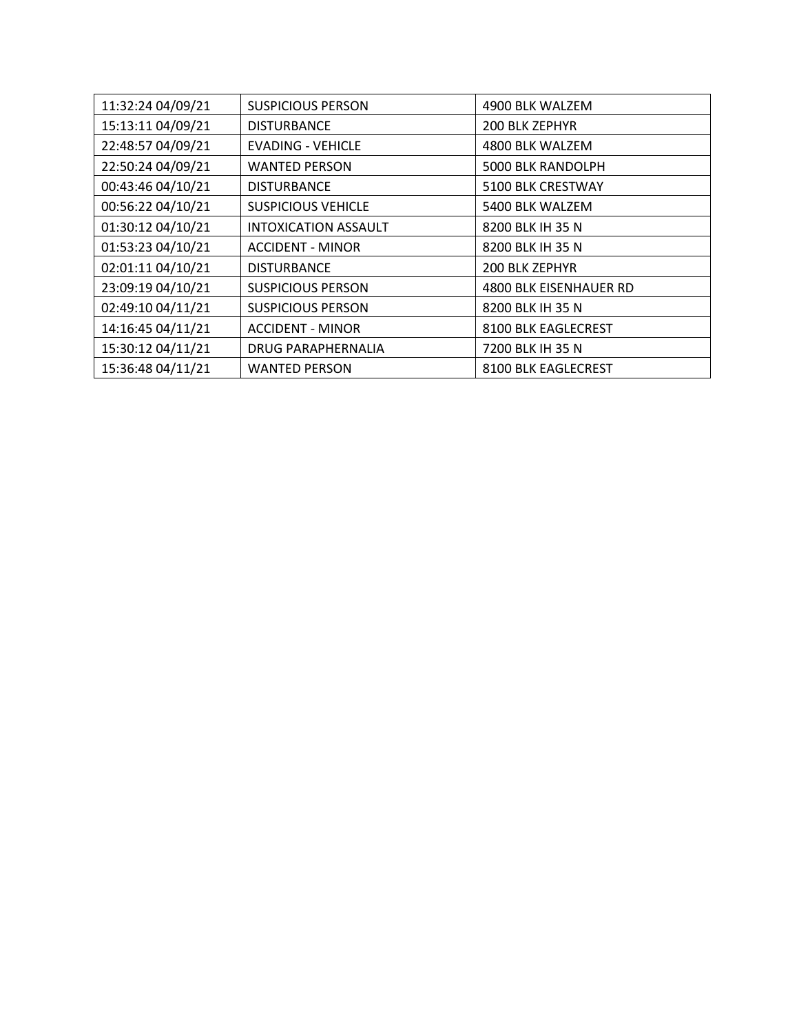| | | |
|---|---|---|
| 11:32:24 04/09/21 | SUSPICIOUS PERSON | 4900 BLK WALZEM |
| 15:13:11 04/09/21 | DISTURBANCE | 200 BLK ZEPHYR |
| 22:48:57 04/09/21 | EVADING - VEHICLE | 4800 BLK WALZEM |
| 22:50:24 04/09/21 | WANTED PERSON | 5000 BLK RANDOLPH |
| 00:43:46 04/10/21 | DISTURBANCE | 5100 BLK CRESTWAY |
| 00:56:22 04/10/21 | SUSPICIOUS VEHICLE | 5400 BLK WALZEM |
| 01:30:12 04/10/21 | INTOXICATION ASSAULT | 8200 BLK IH 35 N |
| 01:53:23 04/10/21 | ACCIDENT - MINOR | 8200 BLK IH 35 N |
| 02:01:11 04/10/21 | DISTURBANCE | 200 BLK ZEPHYR |
| 23:09:19 04/10/21 | SUSPICIOUS PERSON | 4800 BLK EISENHAUER RD |
| 02:49:10 04/11/21 | SUSPICIOUS PERSON | 8200 BLK IH 35 N |
| 14:16:45 04/11/21 | ACCIDENT - MINOR | 8100 BLK EAGLECREST |
| 15:30:12 04/11/21 | DRUG PARAPHERNALIA | 7200 BLK IH 35 N |
| 15:36:48 04/11/21 | WANTED PERSON | 8100 BLK EAGLECREST |